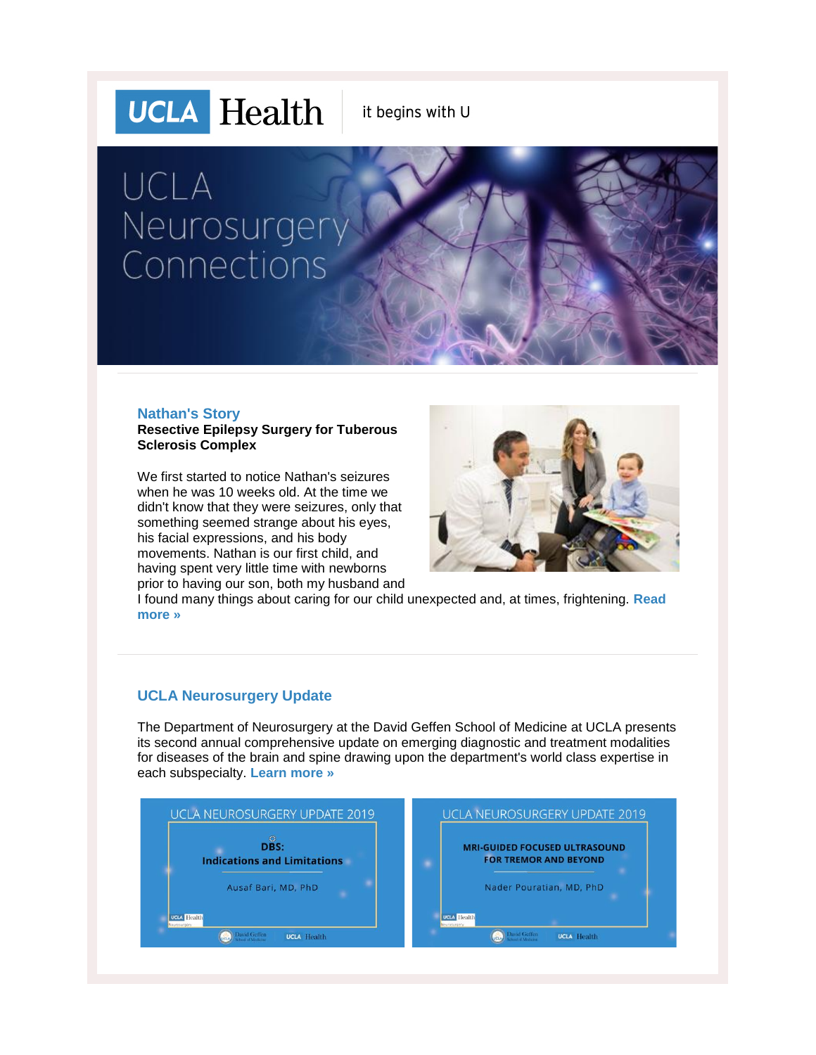UCLA Health | it begins with U

# UCLA Neurosurgery Connections

## Nathan's Story

**Resective Epilepsy Surgery for Tuberous Sclerosis Complex**

We first started to notice Nathan's seizures when he was 10 weeks old. At the time we didn't know that they were seizures, only that something seemed strange about his eyes, his facial expressions, and his body movements. Nathan is our first child, and having spent very little time with newborns prior to having our son, both my husband and I found many things about caring for our child unexpected and, at times, frightening. **Read more »**

## UCLA Neurosurgery Update

The Department of Neurosurgery at the David Geffen School of Medicine at UCLA presents its second annual comprehensive update on emerging diagnostic and treatment modalities for diseases of the brain and spine drawing upon the department's world class expertise in each subspecialty. **Learn more »**

UCLA NEUROSURGERY UPDATE 2019

**DBS: Indications and Limitations**

Ausaf Bari, MD, PhD

UCLA NEUROSURGERY UPDATE 2019

**MRI-GUIDED FOCUSED ULTRASOUND FOR TREMOR AND BEYOND**

Nader Pouratian, MD, PhD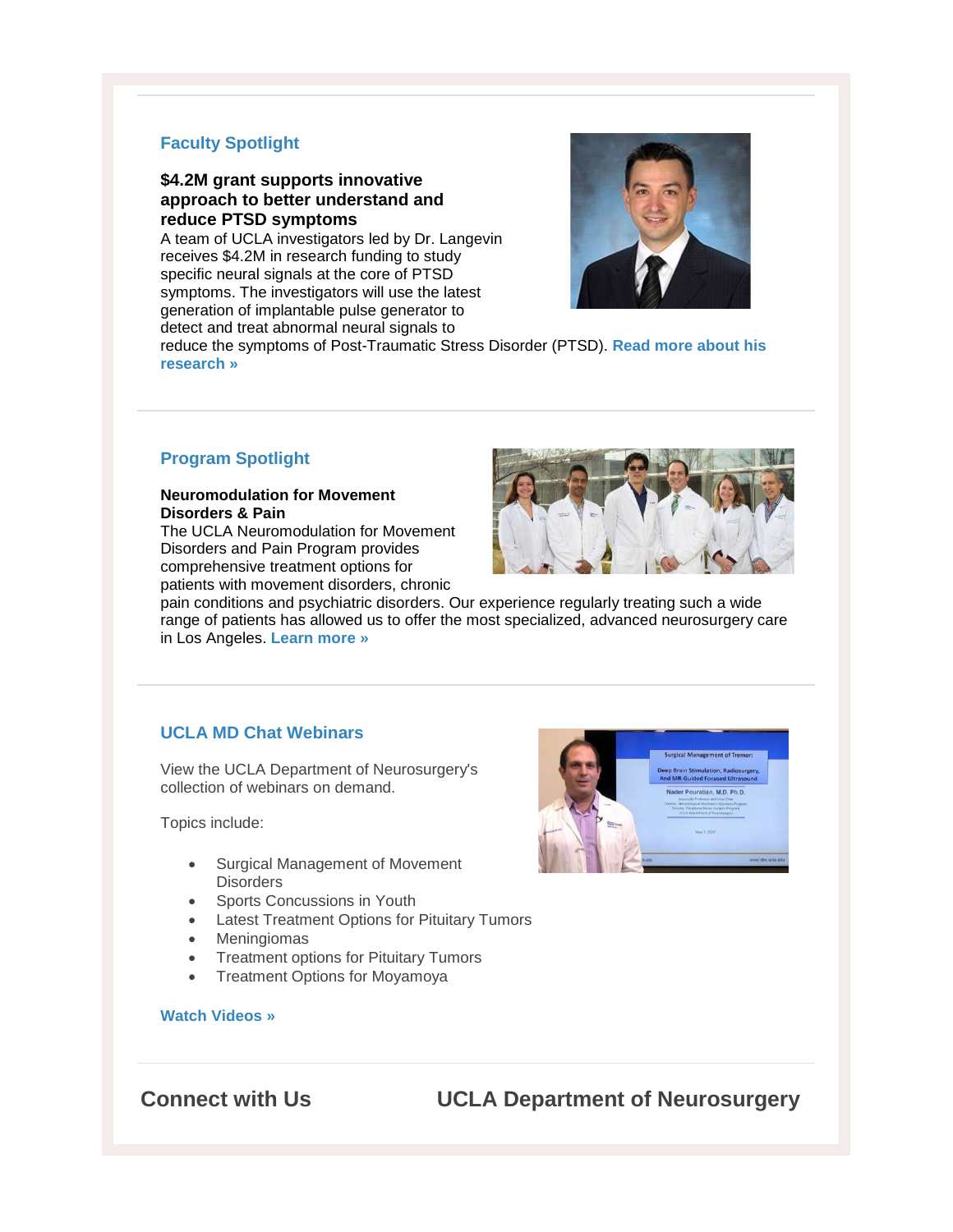## Faculty Spotlight

**$4.2M grant supports innovative approach to better understand and reduce PTSD symptoms**

A team of UCLA investigators led by Dr. Langevin receives $4.2M in research funding to study specific neural signals at the core of PTSD symptoms. The investigators will use the latest generation of implantable pulse generator to detect and treat abnormal neural signals to reduce the symptoms of Post-Traumatic Stress Disorder (PTSD). **Read more about his research »**

## Program Spotlight

**Neuromodulation for Movement Disorders & Pain**

The UCLA Neuromodulation for Movement Disorders and Pain Program provides comprehensive treatment options for patients with movement disorders, chronic pain conditions and psychiatric disorders. Our experience regularly treating such a wide range of patients has allowed us to offer the most specialized, advanced neurosurgery care in Los Angeles. **Learn more »**

## UCLA MD Chat Webinars

View the UCLA Department of Neurosurgery's collection of webinars on demand.

Topics include:

- Surgical Management of Movement Disorders
- Sports Concussions in Youth
- Latest Treatment Options for Pituitary Tumors
- Meningiomas
- Treatment options for Pituitary Tumors
- Treatment Options for Moyamoya

**Watch Videos »**

## Connect with Us

## UCLA Department of Neurosurgery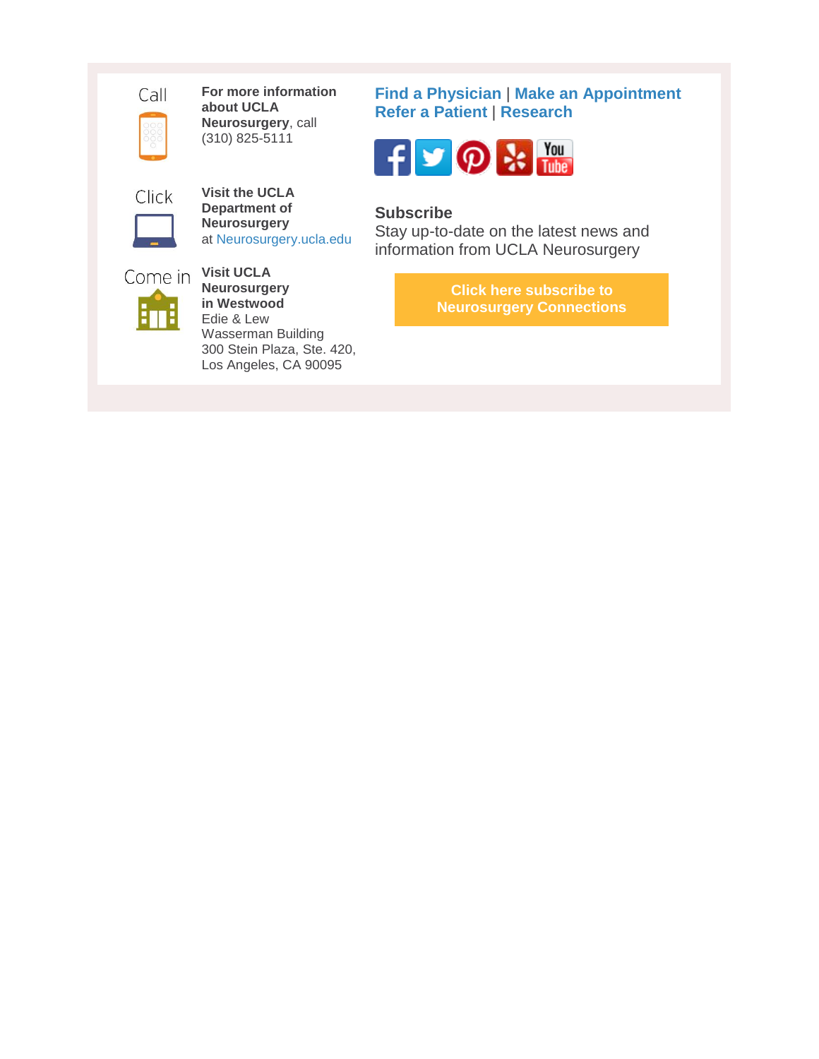Call

**For more information about UCLA Neurosurgery**, call (310) 825-5111

Click

**Visit the UCLA Department of Neurosurgery** at Neurosurgery.ucla.edu

Come in

**Visit UCLA Neurosurgery in Westwood**
Edie & Lew Wasserman Building
300 Stein Plaza, Ste. 420,
Los Angeles, CA 90095

**Find a Physician** | **Make an Appointment**
**Refer a Patient** | **Research**

**Subscribe**
Stay up-to-date on the latest news and information from UCLA Neurosurgery

**Click here subscribe to Neurosurgery Connections**